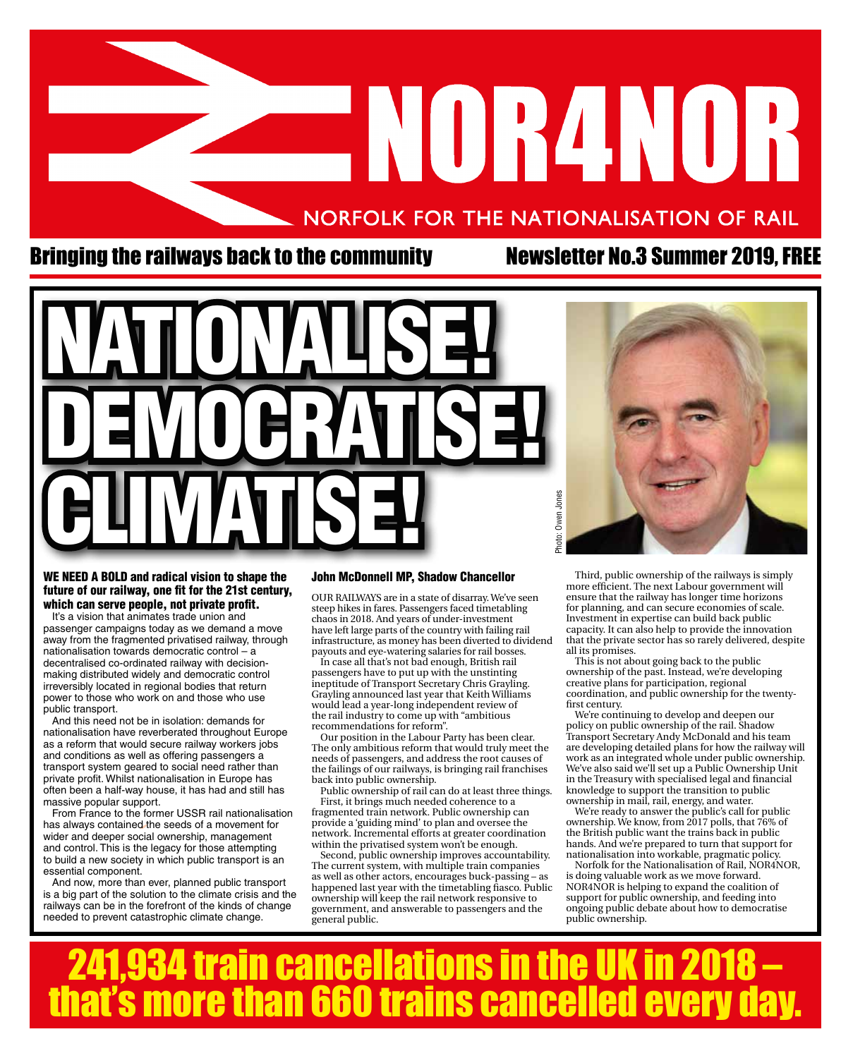# NOR4NOR

NORFOLK FOR THE NATIONALISATION OF RAIL

**Bringing the railways back to the community** — **Newsletter No.3 Summer 2019, FREE**

# NATIONALISE! DEMOCRATISE! CLIMATISE!

Photo: Owen Jones

**WE NEED A BOLD and radical vision to shape the future of our railway, one fit for the 21st century, which can serve people, not private profit.**

It's a vision that animates trade union and passenger campaigns today as we demand a move away from the fragmented privatised railway, through nationalisation towards democratic control – a decentralised co-ordinated railway with decision-making distributed widely and democratic control irreversibly located in regional bodies that return power to those who work on and those who use public transport.

And this need not be in isolation: demands for nationalisation have reverberated throughout Europe as a reform that would secure railway workers jobs and conditions as well as offering passengers a transport system geared to social need rather than private profit. Whilst nationalisation in Europe has often been a half-way house, it has had and still has massive popular support.

From France to the former USSR rail nationalisation has always contained the seeds of a movement for wider and deeper social ownership, management and control. This is the legacy for those attempting to build a new society in which public transport is an essential component.

And now, more than ever, planned public transport is a big part of the solution to the climate crisis and the railways can be in the forefront of the kinds of change needed to prevent catastrophic climate change.

## John McDonnell MP, Shadow Chancellor

OUR RAILWAYS are in a state of disarray. We've seen steep hikes in fares. Passengers faced timetabling chaos in 2018. And years of under-investment have left large parts of the country with failing rail infrastructure, as money has been diverted to dividend payouts and eye-watering salaries for rail bosses.

In case all that's not bad enough, British rail passengers have to put up with the unstinting ineptitude of Transport Secretary Chris Grayling. Grayling announced last year that Keith Williams would lead a year-long independent review of the rail industry to come up with "ambitious recommendations for reform".

Our position in the Labour Party has been clear. The only ambitious reform that would truly meet the needs of passengers, and address the root causes of the failings of our railways, is bringing rail franchises back into public ownership.

Public ownership of rail can do at least three things.

First, it brings much needed coherence to a fragmented train network. Public ownership can provide a 'guiding mind' to plan and oversee the network. Incremental efforts at greater coordination within the privatised system won't be enough.

Second, public ownership improves accountability. The current system, with multiple train companies as well as other actors, encourages buck-passing – as happened last year with the timetabling fiasco. Public ownership will keep the rail network responsive to government, and answerable to passengers and the general public.

Third, public ownership of the railways is simply more efficient. The next Labour government will ensure that the railway has longer time horizons for planning, and can secure economies of scale. Investment in expertise can build back public capacity. It can also help to provide the innovation that the private sector has so rarely delivered, despite all its promises.

This is not about going back to the public ownership of the past. Instead, we're developing creative plans for participation, regional coordination, and public ownership for the twenty-first century.

We're continuing to develop and deepen our policy on public ownership of the rail. Shadow Transport Secretary Andy McDonald and his team are developing detailed plans for how the railway will work as an integrated whole under public ownership. We've also said we'll set up a Public Ownership Unit in the Treasury with specialised legal and financial knowledge to support the transition to public ownership in mail, rail, energy, and water.

We're ready to answer the public's call for public ownership. We know, from 2017 polls, that 76% of the British public want the trains back in public hands. And we're prepared to turn that support for nationalisation into workable, pragmatic policy.

Norfolk for the Nationalisation of Rail, NOR4NOR, is doing valuable work as we move forward. NOR4NOR is helping to expand the coalition of support for public ownership, and feeding into ongoing public debate about how to democratise public ownership.

## 241,934 train cancellations in the UK in 2018 – that's more than 660 trains cancelled every day.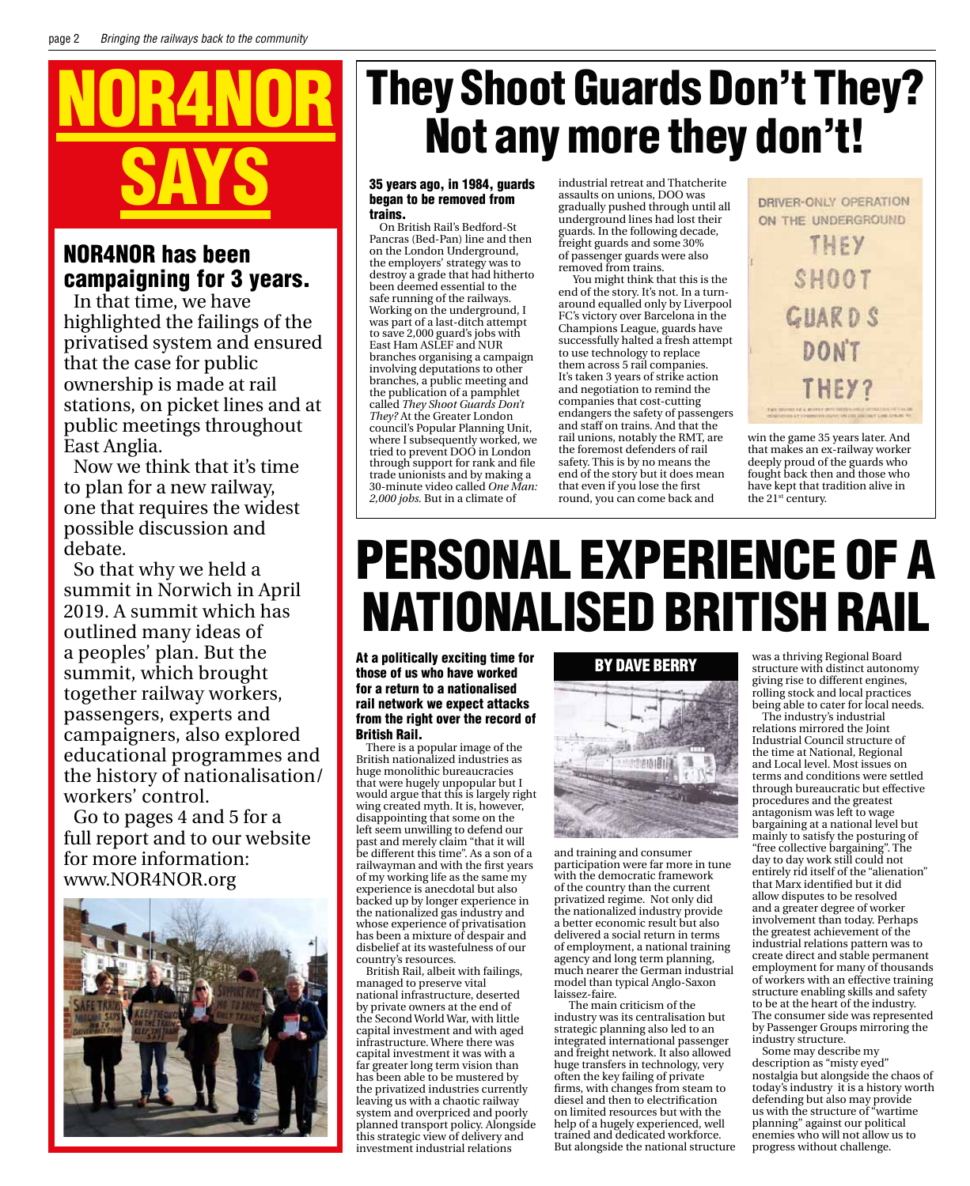# NOR4NOR SAYS

## NOR4NOR has been campaigning for 3 years.

In that time, we have highlighted the failings of the privatised system and ensured that the case for public ownership is made at rail stations, on picket lines and at public meetings throughout East Anglia.

Now we think that it's time to plan for a new railway, one that requires the widest possible discussion and debate.

So that why we held a summit in Norwich in April 2019. A summit which has outlined many ideas of a peoples' plan. But the summit, which brought together railway workers, passengers, experts and campaigners, also explored educational programmes and the history of nationalisation/workers' control.

Go to pages 4 and 5 for a full report and to our website for more information: www.NOR4NOR.org

# They Shoot Guards Don't They? Not any more they don't!

**35 years ago, in 1984, guards began to be removed from trains.**

On British Rail's Bedford-St Pancras (Bed-Pan) line and then on the London Underground, the employers' strategy was to destroy a grade that had hitherto been deemed essential to the safe running of the railways. Working on the underground, I was part of a last-ditch attempt to save 2,000 guard's jobs with East Ham ASLEF and NUR branches organising a campaign involving deputations to other branches, a public meeting and the publication of a pamphlet called *They Shoot Guards Don't They?* At the Greater London council's Popular Planning Unit, where I subsequently worked, we tried to prevent DOO in London through support for rank and file trade unionists and by making a 30-minute video called *One Man: 2,000 jobs*. But in a climate of industrial retreat and Thatcherite assaults on unions, DOO was gradually pushed through until all underground lines had lost their guards. In the following decade, freight guards and some 30% of passenger guards were also removed from trains.

You might think that this is the end of the story. It's not. In a turn-around equalled only by Liverpool FC's victory over Barcelona in the Champions League, guards have successfully halted a fresh attempt to use technology to replace them across 5 rail companies. It's taken 3 years of strike action and negotiation to remind the companies that cost-cutting endangers the safety of passengers and staff on trains. And that the rail unions, notably the RMT, are the foremost defenders of rail safety. This is by no means the end of the story but it does mean that even if you lose the first round, you can come back and win the game 35 years later. And that makes an ex-railway worker deeply proud of the guards who fought back then and those who have kept that tradition alive in the 21st century.

# PERSONAL EXPERIENCE OF A NATIONALISED BRITISH RAIL

**BY DAVE BERRY**

**At a politically exciting time for those of us who have worked for a return to a nationalised rail network we expect attacks from the right over the record of British Rail.**

There is a popular image of the British nationalized industries as huge monolithic bureaucracies that were hugely unpopular but I would argue that this is largely right wing created myth. It is, however, disappointing that some on the left seem unwilling to defend our past and merely claim "that it will be different this time". As a son of a railwayman and with the first years of my working life as the same my experience is anecdotal but also backed up by longer experience in the nationalized gas industry and whose experience of privatisation has been a mixture of despair and disbelief at its wastefulness of our country's resources.

British Rail, albeit with failings, managed to preserve vital national infrastructure, deserted by private owners at the end of the Second World War, with little capital investment and with aged infrastructure. Where there was capital investment it was with a far greater long term vision than has been able to be mustered by the privatized industries currently leaving us with a chaotic railway system and overpriced and poorly planned transport policy. Alongside this strategic view of delivery and investment industrial relations and training and consumer participation were far more in tune with the democratic framework of the country than the current privatized regime. Not only did the nationalized industry provide a better economic result but also delivered a social return in terms of employment, a national training agency and long term planning, much nearer the German industrial model than typical Anglo-Saxon laissez-faire.

The main criticism of the industry was its centralisation but strategic planning also led to an integrated international passenger and freight network. It also allowed huge transfers in technology, very often the key failing of private firms, with changes from steam to diesel and then to electrification on limited resources but with the help of a hugely experienced, well trained and dedicated workforce. But alongside the national structure was a thriving Regional Board structure with distinct autonomy giving rise to different engines, rolling stock and local practices being able to cater for local needs.

The industry's industrial relations mirrored the Joint Industrial Council structure of the time at National, Regional and Local level. Most issues on terms and conditions were settled through bureaucratic but effective procedures and the greatest antagonism was left to wage bargaining at a national level but mainly to satisfy the posturing of "free collective bargaining". The day to day work still could not entirely rid itself of the "alienation" that Marx identified but it did allow disputes to be resolved and a greater degree of worker involvement than today. Perhaps the greatest achievement of the industrial relations pattern was to create direct and stable permanent employment for many of thousands of workers with an effective training structure enabling skills and safety to be at the heart of the industry. The consumer side was represented by Passenger Groups mirroring the industry structure.

Some may describe my description as "misty eyed" nostalgia but alongside the chaos of today's industry it is a history worth defending but also may provide us with the structure of "wartime planning" against our political enemies who will not allow us to progress without challenge.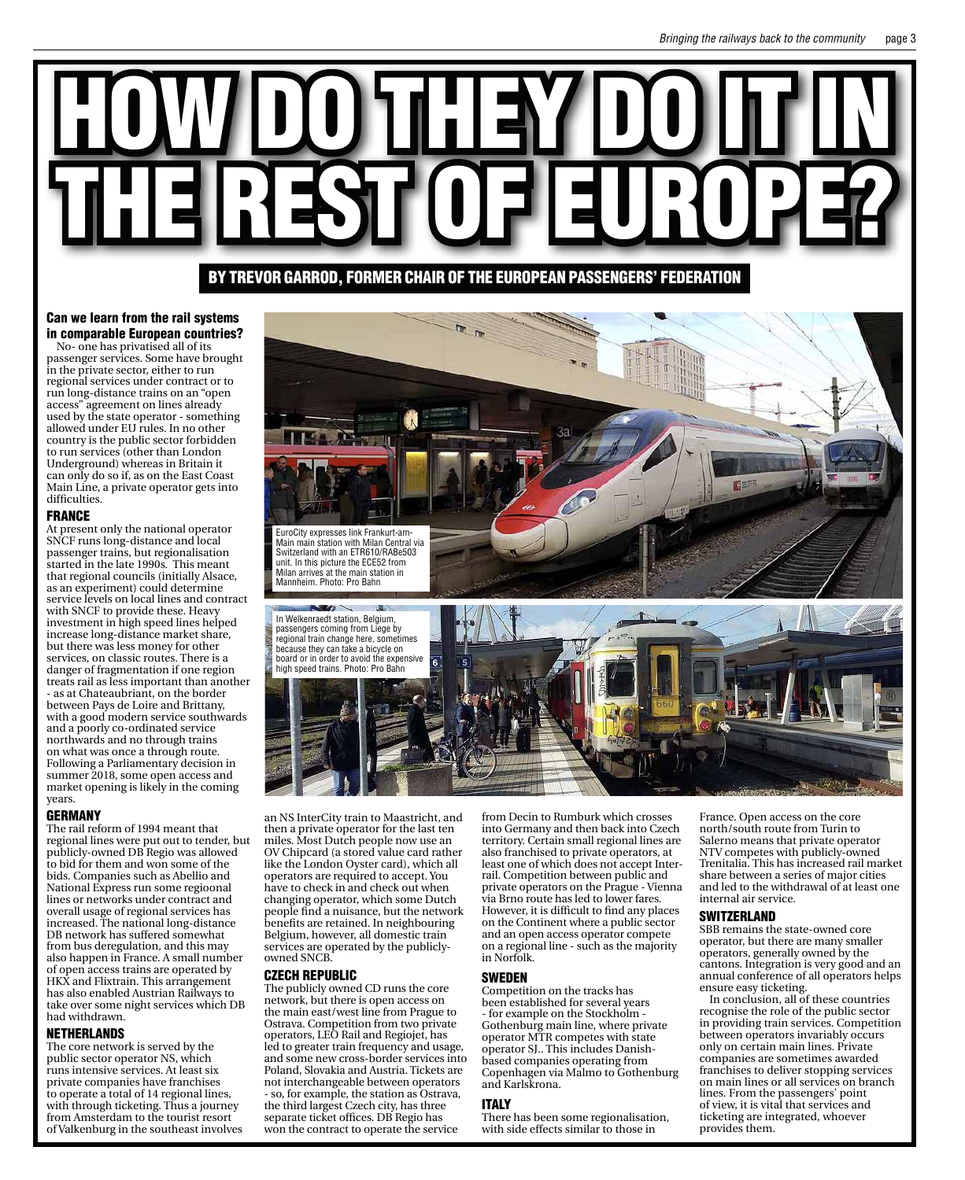# HOW DO THEY DO IT IN THE REST OF EUROPE?

**BY TREVOR GARROD, FORMER CHAIR OF THE EUROPEAN PASSENGERS' FEDERATION**

### Can we learn from the rail systems in comparable European countries?

No- one has privatised all of its passenger services. Some have brought in the private sector, either to run regional services under contract or to run long-distance trains on an "open access" agreement on lines already used by the state operator - something allowed under EU rules. In no other country is the public sector forbidden to run services (other than London Underground) whereas in Britain it can only do so if, as on the East Coast Main Line, a private operator gets into difficulties.

### FRANCE

At present only the national operator SNCF runs long-distance and local passenger trains, but regionalisation started in the late 1990s. This meant that regional councils (initially Alsace, as an experiment) could determine service levels on local lines and contract with SNCF to provide these. Heavy investment in high speed lines helped increase long-distance market share, but there was less money for other services, on classic routes. There is a danger of fragmentation if one region treats rail as less important than another - as at Chateaubriant, on the border between Pays de Loire and Brittany, with a good modern service southwards and a poorly co-ordinated service northwards and no through trains on what was once a through route. Following a Parliamentary decision in summer 2018, some open access and market opening is likely in the coming years.

### GERMANY

The rail reform of 1994 meant that regional lines were put out to tender, but publicly-owned DB Regio was allowed to bid for them and won some of the bids. Companies such as Abellio and National Express run some regioonal lines or networks under contract and overall usage of regional services has increased. The national long-distance DB network has suffered somewhat from bus deregulation, and this may also happen in France. A small number of open access trains are operated by HKX and Flixtrain. This arrangement has also enabled Austrian Railways to take over some night services which DB had withdrawn.

EuroCity expresses link Frankurt-am-Main main station with Milan Central via Switzerland with an ETR610/RABe503 unit. In this picture the ECE52 from Milan arrives at the main station in Mannheim. Photo: Pro Bahn

In Welkenraedt station, Belgium, passengers coming from Liege by regional train change here, sometimes because they can take a bicycle on board or in order to avoid the expensive high speed trains. Photo: Pro Bahn

### NETHERLANDS

The core network is served by the public sector operator NS, which runs intensive services. At least six private companies have franchises to operate a total of 14 regional lines, with through ticketing. Thus a journey from Amsterdam to the tourist resort of Valkenburg in the southeast involves an NS InterCity train to Maastricht, and then a private operator for the last ten miles. Most Dutch people now use an OV Chipcard (a stored value card rather like the London Oyster card), which all operators are required to accept. You have to check in and check out when changing operator, which some Dutch people find a nuisance, but the network benefits are retained. In neighbouring Belgium, however, all domestic train services are operated by the publicly-owned SNCB.

### CZECH REPUBLIC

The publicly owned CD runs the core network, but there is open access on the main east/west line from Prague to Ostrava. Competition from two private operators, LEO Rail and Regiojet, has led to greater train frequency and usage, and some new cross-border services into Poland, Slovakia and Austria. Tickets are not interchangeable between operators - so, for example, the station as Ostrava, the third largest Czech city, has three separate ticket offices. DB Regio has won the contract to operate the service from Decin to Rumburk which crosses into Germany and then back into Czech territory. Certain small regional lines are also franchised to private operators, at least one of which does not accept Inter-rail. Competition between public and private operators on the Prague - Vienna via Brno route has led to lower fares. However, it is difficult to find any places on the Continent where a public sector and an open access operator compete on a regional line - such as the majority in Norfolk.

### SWEDEN

Competition on the tracks has been established for several years - for example on the Stockholm - Gothenburg main line, where private operator MTR competes with state operator SJ.. This includes Danish-based companies operating from Copenhagen via Malmo to Gothenburg and Karlskrona.

### ITALY

There has been some regionalisation, with side effects similar to those in France. Open access on the core north/south route from Turin to Salerno means that private operator NTV competes with publicly-owned Trenitalia. This has increased rail market share between a series of major cities and led to the withdrawal of at least one internal air service.

### SWITZERLAND

SBB remains the state-owned core operator, but there are many smaller operators, generally owned by the cantons. Integration is very good and an annual conference of all operators helps ensure easy ticketing.

In conclusion, all of these countries recognise the role of the public sector in providing train services. Competition between operators invariably occurs only on certain main lines. Private companies are sometimes awarded franchises to deliver stopping services on main lines or all services on branch lines. From the passengers' point of view, it is vital that services and ticketing are integrated, whoever provides them.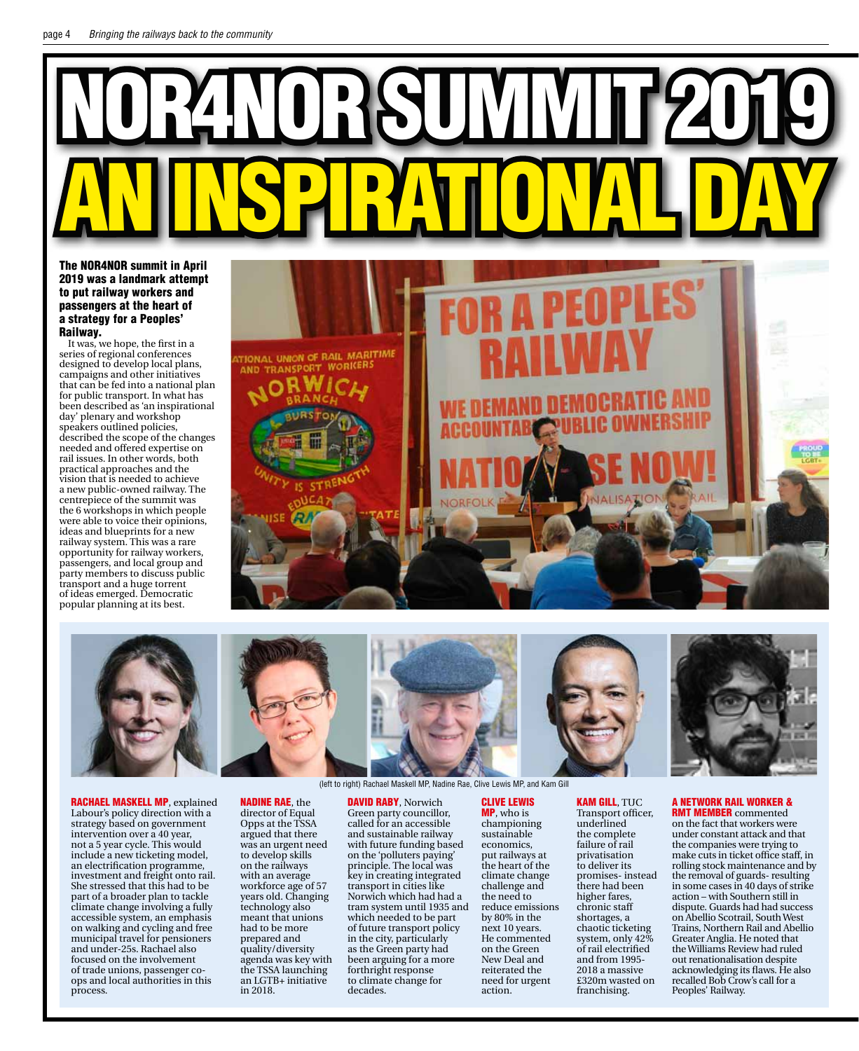# NOR4NOR SUMMIT 2019
# AN INSPIRATIONAL DAY

**The NOR4NOR summit in April 2019 was a landmark attempt to put railway workers and passengers at the heart of a strategy for a Peoples' Railway.**

It was, we hope, the first in a series of regional conferences designed to develop local plans, campaigns and other initiatives that can be fed into a national plan for public transport. In what has been described as 'an inspirational day' plenary and workshop speakers outlined policies, described the scope of the changes needed and offered expertise on rail issues. In other words, both practical approaches and the vision that is needed to achieve a new public-owned railway. The centrepiece of the summit was the 6 workshops in which people were able to voice their opinions, ideas and blueprints for a new railway system. This was a rare opportunity for railway workers, passengers, and local group and party members to discuss public transport and a huge torrent of ideas emerged. Democratic popular planning at its best.

(left to right) Rachael Maskell MP, Nadine Rae, Clive Lewis MP, and Kam Gill

**RACHAEL MASKELL MP**, explained Labour's policy direction with a strategy based on government intervention over a 40 year, not a 5 year cycle. This would include a new ticketing model, an electrification programme, investment and freight onto rail. She stressed that this had to be part of a broader plan to tackle climate change involving a fully accessible system, an emphasis on walking and cycling and free municipal travel for pensioners and under-25s. Rachael also focused on the involvement of trade unions, passenger co-ops and local authorities in this process.

**NADINE RAE**, the director of Equal Opps at the TSSA argued that there was an urgent need to develop skills on the railways with an average workforce age of 57 years old. Changing technology also meant that unions had to be more prepared and quality/diversity agenda was key with the TSSA launching an LGTB+ initiative in 2018.

**DAVID RABY**, Norwich Green party councillor, called for an accessible and sustainable railway with future funding based on the 'polluters paying' principle. The local was key in creating integrated transport in cities like Norwich which had had a tram system until 1935 and which needed to be part of future transport policy in the city, particularly as the Green party had been arguing for a more forthright response to climate change for decades.

**CLIVE LEWIS MP**, who is championing sustainable economics, put railways at the heart of the climate change challenge and the need to reduce emissions by 80% in the next 10 years. He commented on the Green New Deal and reiterated the need for urgent action.

**KAM GILL**, TUC Transport officer, underlined the complete failure of rail privatisation to deliver its promises- instead there had been higher fares, chronic staff shortages, a chaotic ticketing system, only 42% of rail electrified and from 1995-2018 a massive £320m wasted on franchising.

**A NETWORK RAIL WORKER & RMT MEMBER** commented on the fact that workers were under constant attack and that the companies were trying to make cuts in ticket office staff, in rolling stock maintenance and by the removal of guards- resulting in some cases in 40 days of strike action – with Southern still in dispute. Guards had had success on Abellio Scotrail, South West Trains, Northern Rail and Abellio Greater Anglia. He noted that the Williams Review had ruled out renationalisation despite acknowledging its flaws. He also recalled Bob Crow's call for a Peoples' Railway.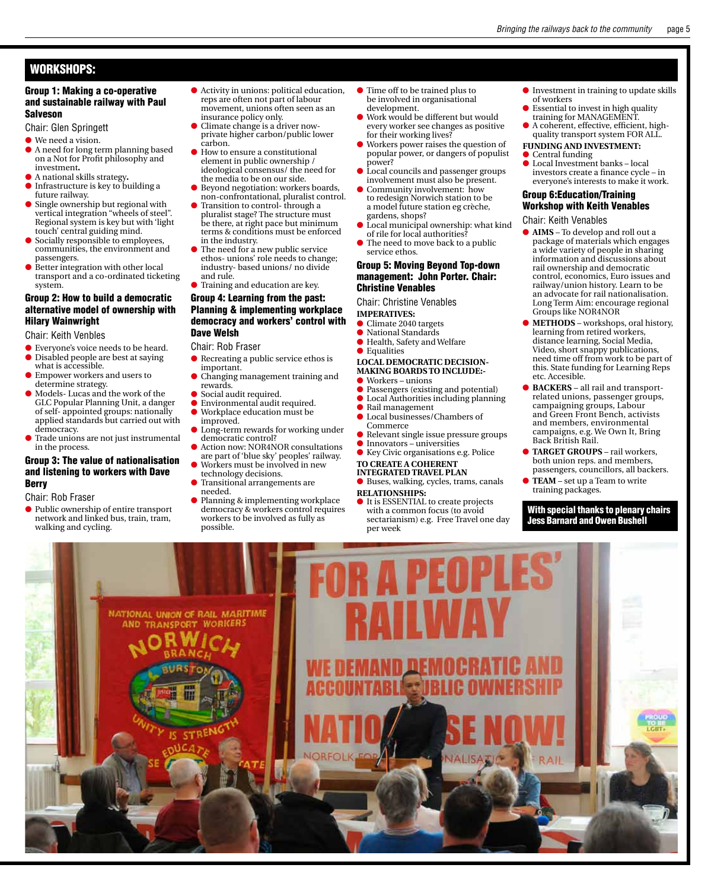## WORKSHOPS:

### Group 1: Making a co-operative and sustainable railway with Paul Salveson

Chair: Glen Springett

- We need a vision.
- A need for long term planning based on a Not for Profit philosophy and investment.
- A national skills strategy.
- Infrastructure is key to building a future railway.
- Single ownership but regional with vertical integration "wheels of steel". Regional system is key but with 'light touch' central guiding mind.
- Socially responsible to employees, communities, the environment and passengers.
- Better integration with other local transport and a co-ordinated ticketing system.

### Group 2: How to build a democratic alternative model of ownership with Hilary Wainwright

Chair: Keith Venbles

- Everyone's voice needs to be heard.
- Disabled people are best at saying what is accessible.
- Empower workers and users to determine strategy.
- Models- Lucas and the work of the GLC Popular Planning Unit, a danger of self- appointed groups: nationally applied standards but carried out with democracy.
- Trade unions are not just instrumental in the process.

### Group 3: The value of nationalisation and listening to workers with Dave Berry

Chair: Rob Fraser

- Public ownership of entire transport network and linked bus, train, tram, walking and cycling.
- Activity in unions: political education, reps are often not part of labour movement, unions often seen as an insurance policy only.
- Climate change is a driver now- private higher carbon/public lower carbon.
- How to ensure a constitutional element in public ownership / ideological consensus/ the need for the media to be on our side.
- Beyond negotiation: workers boards, non-confrontational, pluralist control.
- Transition to control- through a pluralist stage? The structure must be there, at right pace but minimum terms & conditions must be enforced in the industry.
- The need for a new public service ethos- unions' role needs to change; industry- based unions/ no divide and rule.
- Training and education are key.

### Group 4: Learning from the past: Planning & implementing workplace democracy and workers' control with Dave Welsh

Chair: Rob Fraser

- Recreating a public service ethos is important.
- Changing management training and rewards.
- Social audit required.
- Environmental audit required.
- Workplace education must be improved.
- Long-term rewards for working under democratic control?
- Action now: NOR4NOR consultations are part of 'blue sky' peoples' railway.
- Workers must be involved in new technology decisions.
- Transitional arrangements are needed.
- Planning & implementing workplace democracy & workers control requires workers to be involved as fully as possible.
- Time off to be trained plus to be involved in organisational development.
- Work would be different but would every worker see changes as positive for their working lives?
- Workers power raises the question of popular power, or dangers of populist power?
- Local councils and passenger groups involvement must also be present.
- Community involvement: how to redesign Norwich station to be a model future station eg crèche, gardens, shops?
- Local municipal ownership: what kind of rile for local authorities?
- The need to move back to a public service ethos.

### Group 5: Moving Beyond Top-down management: John Porter. Chair: Christine Venables

Chair: Christine Venables

**IMPERATIVES:**

- Climate 2040 targets
- National Standards
- Health, Safety and Welfare
- Equalities

**LOCAL DEMOCRATIC DECISION-MAKING BOARDS TO INCLUDE:-**

- Workers – unions
- Passengers (existing and potential)
- Local Authorities including planning
- Rail management
- Local businesses/Chambers of Commerce
- Relevant single issue pressure groups
- Innovators – universities
- Key Civic organisations e.g. Police

**TO CREATE A COHERENT INTEGRATED TRAVEL PLAN**

- Buses, walking, cycles, trams, canals

**RELATIONSHIPS:**

- It is ESSENTIAL to create projects with a common focus (to avoid sectarianism) e.g. Free Travel one day per week
- Investment in training to update skills of workers
- Essential to invest in high quality training for MANAGEMENT.
- A coherent, effective, efficient, high-quality transport system FOR ALL.

**FUNDING AND INVESTMENT:**

- Central funding
- Local Investment banks – local investors create a finance cycle – in everyone's interests to make it work.

### Group 6:Education/Training Workshop with Keith Venables

Chair: Keith Venables

- **AIMS** – To develop and roll out a package of materials which engages a wide variety of people in sharing information and discussions about rail ownership and democratic control, economics, Euro issues and railway/union history. Learn to be an advocate for rail nationalisation. Long Term Aim: encourage regional Groups like NOR4NOR
- **METHODS** – workshops, oral history, learning from retired workers, distance learning, Social Media, Video, short snappy publications, need time off from work to be part of this. State funding for Learning Reps etc. Accesible.
- **BACKERS** – all rail and transport-related unions, passenger groups, campaigning groups, Labour and Green Front Bench, activists and members, environmental campaigns, e.g. We Own It, Bring Back British Rail.
- **TARGET GROUPS** – rail workers, both union reps. and members, passengers, councillors, all backers.
- **TEAM** – set up a Team to write training packages.

**With special thanks to plenary chairs Jess Barnard and Owen Bushell**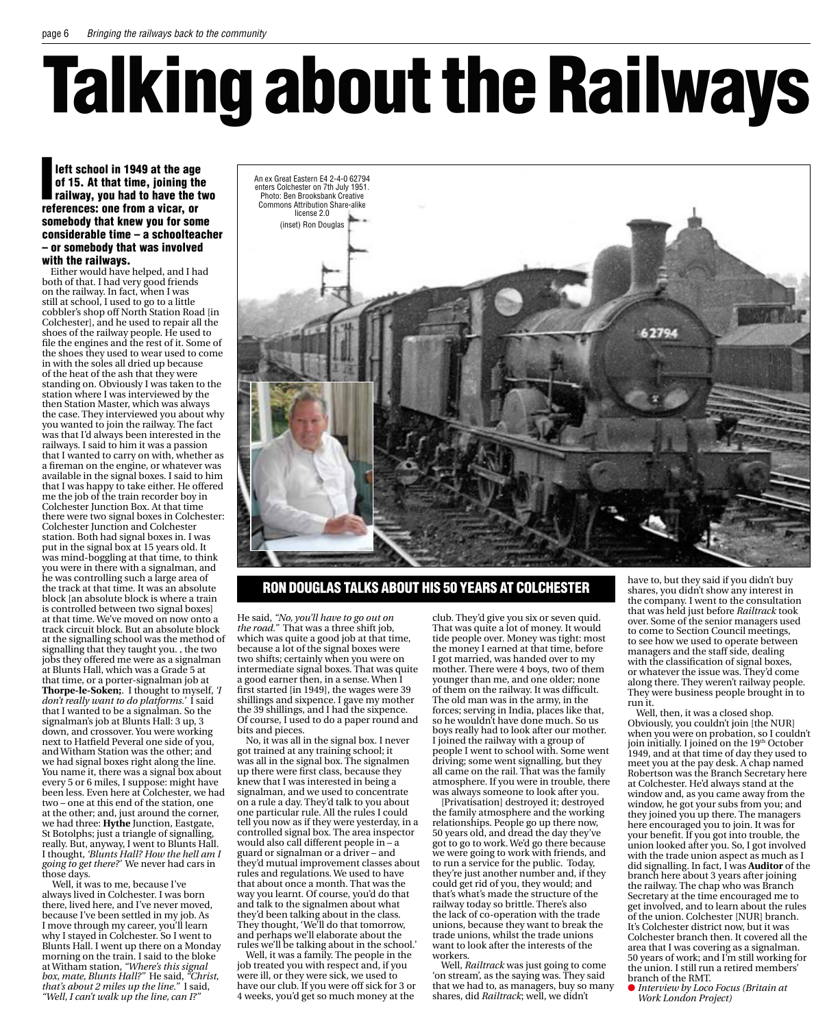# Talking about the Railways

## Ron Douglas talks about his 50 years at Colchester

An ex Great Eastern E4 2-4-0 62794 enters Colchester on 7th July 1951. Photo: Ben Brooksbank Creative Commons Attribution Share-alike license 2.0

(inset) Ron Douglas

**I left school in 1949 at the age of 15. At that time, joining the railway, you had to have the two references: one from a vicar, or somebody that knew you for some considerable time – a schoolteacher – or somebody that was involved with the railways.**

Either would have helped, and I had both of that. I had very good friends on the railway. In fact, when I was still at school, I used to go to a little cobbler's shop off North Station Road [in Colchester], and he used to repair all the shoes of the railway people. He used to file the engines and the rest of it. Some of the shoes they used to wear used to come in with the soles all dried up because of the heat of the ash that they were standing on. Obviously I was taken to the station where I was interviewed by the then Station Master, which was always the case. They interviewed you about why you wanted to join the railway. The fact was that I'd always been interested in the railways. I said to him it was a passion that I wanted to carry on with, whether as a fireman on the engine, or whatever was available in the signal boxes. I said to him that I was happy to take either. He offered me the job of the train recorder boy in Colchester Junction Box. At that time there were two signal boxes in Colchester: Colchester Junction and Colchester station. Both had signal boxes in. I was put in the signal box at 15 years old. It was mind-boggling at that time, to think you were in there with a signalman, and he was controlling such a large area of the track at that time. It was an absolute block [an absolute block is where a train is controlled between two signal boxes] at that time. We've moved on now onto a track circuit block. But an absolute block at the signalling school was the method of signalling that they taught you. , the two jobs they offered me were as a signalman at Blunts Hall, which was a Grade 5 at that time, or a porter-signalman job at **Thorpe-le-Soken;**. I thought to myself, *'I don't really want to do platforms.'* I said that I wanted to be a signalman. So the signalman's job at Blunts Hall: 3 up, 3 down, and crossover. You were working next to Hatfield Peveral one side of you, and Witham Station was the other; and we had signal boxes right along the line. You name it, there was a signal box about every 5 or 6 miles, I suppose: might have been less. Even here at Colchester, we had two – one at this end of the station, one at the other; and, just around the corner, we had three: **Hythe** Junction, Eastgate, St Botolphs; just a triangle of signalling, really. But, anyway, I went to Blunts Hall. I thought, *'Blunts Hall? How the hell am I going to get there?'* We never had cars in those days.

Well, it was to me, because I've always lived in Colchester. I was born there, lived here, and I've never moved, because I've been settled in my job. As I move through my career, you'll learn why I stayed in Colchester. So I went to Blunts Hall. I went up there on a Monday morning on the train. I said to the bloke at Witham station, *"Where's this signal box, mate, Blunts Hall?"* He said, *"Christ, that's about 2 miles up the line."* I said, *"Well, I can't walk up the line, can I?"*

He said, *"No, you'll have to go out on the road."* That was a three shift job, which was quite a good job at that time, because a lot of the signal boxes were two shifts; certainly when you were on intermediate signal boxes. That was quite a good earner then, in a sense. When I first started [in 1949], the wages were 39 shillings and sixpence. I gave my mother the 39 shillings, and I had the sixpence. Of course, I used to do a paper round and bits and pieces.

No, it was all in the signal box. I never got trained at any training school; it was all in the signal box. The signalmen up there were first class, because they knew that I was interested in being a signalman, and we used to concentrate on a rule a day. They'd talk to you about one particular rule. All the rules I could tell you now as if they were yesterday, in a controlled signal box. The area inspector would also call different people in – a guard or signalman or a driver – and they'd mutual improvement classes about rules and regulations. We used to have that about once a month. That was the way you learnt. Of course, you'd do that and talk to the signalmen about what they'd been talking about in the class. They thought, 'We'll do that tomorrow, and perhaps we'll elaborate about the rules we'll be talking about in the school.'

Well, it was a family. The people in the job treated you with respect and, if you were ill, or they were sick, we used to have our club. If you were off sick for 3 or 4 weeks, you'd get so much money at the club. They'd give you six or seven quid. That was quite a lot of money. It would tide people over. Money was tight: most the money I earned at that time, before I got married, was handed over to my mother. There were 4 boys, two of them younger than me, and one older; none of them on the railway. It was difficult. The old man was in the army, in the forces; serving in India, places like that, so he wouldn't have done much. So us boys really had to look after our mother. I joined the railway with a group of people I went to school with. Some went driving; some went signalling, but they all came on the rail. That was the family atmosphere. If you were in trouble, there was always someone to look after you.

[Privatisation] destroyed it; destroyed the family atmosphere and the working relationships. People go up there now, 50 years old, and dread the day they've got to go to work. We'd go there because we were going to work with friends, and to run a service for the public. Today, they're just another number and, if they could get rid of you, they would; and that's what's made the structure of the railway today so brittle. There's also the lack of co-operation with the trade unions, because they want to break the trade unions, whilst the trade unions want to look after the interests of the workers.

Well, *Railtrack* was just going to come 'on stream', as the saying was. They said that we had to, as managers, buy so many shares, did *Railtrack*; well, we didn't have to, but they said if you didn't buy shares, you didn't show any interest in the company. I went to the consultation that was held just before *Railtrack* took over. Some of the senior managers used to come to Section Council meetings, to see how we used to operate between managers and the staff side, dealing with the classification of signal boxes, or whatever the issue was. They'd come along there. They weren't railway people. They were business people brought in to run it.

Well, then, it was a closed shop. Obviously, you couldn't join [the NUR] when you were on probation, so I couldn't join initially. I joined on the 19th October 1949, and at that time of day they used to meet you at the pay desk. A chap named Robertson was the Branch Secretary here at Colchester. He'd always stand at the window and, as you came away from the window, he got your subs from you; and they joined you up there. The managers here encouraged you to join. It was for your benefit. If you got into trouble, the union looked after you. So, I got involved with the trade union aspect as much as I did signalling. In fact, I was **Auditor** of the branch here about 3 years after joining the railway. The chap who was Branch Secretary at the time encouraged me to get involved, and to learn about the rules of the union. Colchester [NUR] branch. It's Colchester district now, but it was Colchester branch then. It covered all the area that I was covering as a signalman. 50 years of work; and I'm still working for the union. I still run a retired members' branch of the RMT.

- *Interview by Loco Focus (Britain at Work London Project)*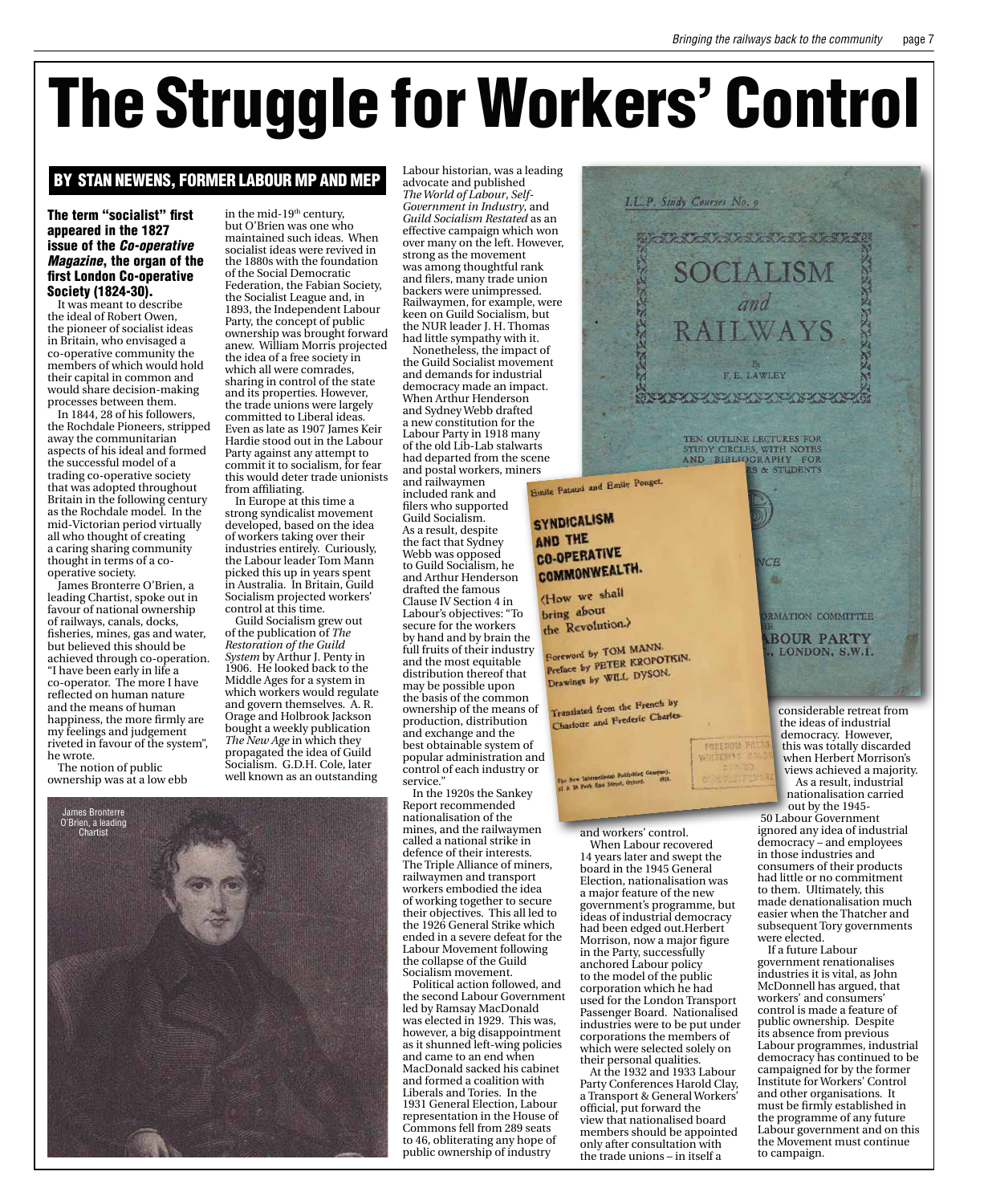# The Struggle for Workers' Control

## BY STAN NEWENS, FORMER LABOUR MP AND MEP

**The term "socialist" first appeared in the 1827 issue of the *Co-operative Magazine*, the organ of the first London Co-operative Society (1824-30).**

It was meant to describe the ideal of Robert Owen, the pioneer of socialist ideas in Britain, who envisaged a co-operative community the members of which would hold their capital in common and would share decision-making processes between them.

In 1844, 28 of his followers, the Rochdale Pioneers, stripped away the communitarian aspects of his ideal and formed the successful model of a trading co-operative society that was adopted throughout Britain in the following century as the Rochdale model. In the mid-Victorian period virtually all who thought of creating a caring sharing community thought in terms of a co-operative society.

James Bronterre O'Brien, a leading Chartist, spoke out in favour of national ownership of railways, canals, docks, fisheries, mines, gas and water, but believed this should be achieved through co-operation. "I have been early in life a co-operator. The more I have reflected on human nature and the means of human happiness, the more firmly are my feelings and judgement riveted in favour of the system", he wrote.

The notion of public ownership was at a low ebb in the mid-19th century, but O'Brien was one who maintained such ideas. When socialist ideas were revived in the 1880s with the foundation of the Social Democratic Federation, the Fabian Society, the Socialist League and, in 1893, the Independent Labour Party, the concept of public ownership was brought forward anew. William Morris projected the idea of a free society in which all were comrades, sharing in control of the state and its properties. However, the trade unions were largely committed to Liberal ideas. Even as late as 1907 James Keir Hardie stood out in the Labour Party against any attempt to commit it to socialism, for fear this would deter trade unionists from affiliating.

In Europe at this time a strong syndicalist movement developed, based on the idea of workers taking over their industries entirely. Curiously, the Labour leader Tom Mann picked this up in years spent in Australia. In Britain, Guild Socialism projected workers' control at this time.

Guild Socialism grew out of the publication of *The Restoration of the Guild System* by Arthur J. Penty in 1906. He looked back to the Middle Ages for a system in which workers would regulate and govern themselves. A. R. Orage and Holbrook Jackson bought a weekly publication *The New Age* in which they propagated the idea of Guild Socialism. G.D.H. Cole, later well known as an outstanding Labour historian, was a leading advocate and published *The World of Labour*, *Self-Government in Industry*, and *Guild Socialism Restated* as an effective campaign which won over many on the left. However, strong as the movement was among thoughtful rank and filers, many trade union backers were unimpressed. Railwaymen, for example, were keen on Guild Socialism, but the NUR leader J. H. Thomas had little sympathy with it.

Nonetheless, the impact of the Guild Socialist movement and demands for industrial democracy made an impact. When Arthur Henderson and Sydney Webb drafted a new constitution for the Labour Party in 1918 many of the old Lib-Lab stalwarts had departed from the scene and postal workers, miners and railwaymen included rank and filers who supported Guild Socialism. As a result, despite the fact that Sydney Webb was opposed to Guild Socialism, he and Arthur Henderson drafted the famous Clause IV Section 4 in Labour's objectives: "To secure for the workers by hand and by brain the full fruits of their industry and the most equitable distribution thereof that may be possible upon the basis of the common ownership of the means of production, distribution and exchange and the best obtainable system of popular administration and control of each industry or service."

In the 1920s the Sankey Report recommended nationalisation of the mines, and the railwaymen called a national strike in defence of their interests. The Triple Alliance of miners, railwaymen and transport workers embodied the idea of working together to secure their objectives. This all led to the 1926 General Strike which ended in a severe defeat for the Labour Movement following the collapse of the Guild Socialism movement.

Political action followed, and the second Labour Government led by Ramsay MacDonald was elected in 1929. This was, however, a big disappointment as it shunned left-wing policies and came to an end when MacDonald sacked his cabinet and formed a coalition with Liberals and Tories. In the 1931 General Election, Labour representation in the House of Commons fell from 289 seats to 46, obliterating any hope of public ownership of industry and workers' control.

When Labour recovered 14 years later and swept the board in the 1945 General Election, nationalisation was a major feature of the new government's programme, but ideas of industrial democracy had been edged out. Herbert Morrison, now a major figure in the Party, successfully anchored Labour policy to the model of the public corporation which he had used for the London Transport Passenger Board. Nationalised industries were to be put under corporations the members of which were selected solely on their personal qualities.

At the 1932 and 1933 Labour Party Conferences Harold Clay, a Transport & General Workers' official, put forward the view that nationalised board members should be appointed only after consultation with the trade unions – in itself a considerable retreat from the ideas of industrial democracy. However, this was totally discarded when Herbert Morrison's views achieved a majority.

As a result, industrial nationalisation carried out by the 1945-50 Labour Government ignored any idea of industrial democracy – and employees in those industries and consumers of their products had little or no commitment to them. Ultimately, this made denationalisation much easier when the Thatcher and subsequent Tory governments were elected.

If a future Labour government renationalises industries it is vital, as John McDonnell has argued, that workers' and consumers' control is made a feature of public ownership. Despite its absence from previous Labour programmes, industrial democracy has continued to be campaigned for by the former Institute for Workers' Control and other organisations. It must be firmly established in the programme of any future Labour government and on this the Movement must continue to campaign.

James Bronterre O'Brien, a leading Chartist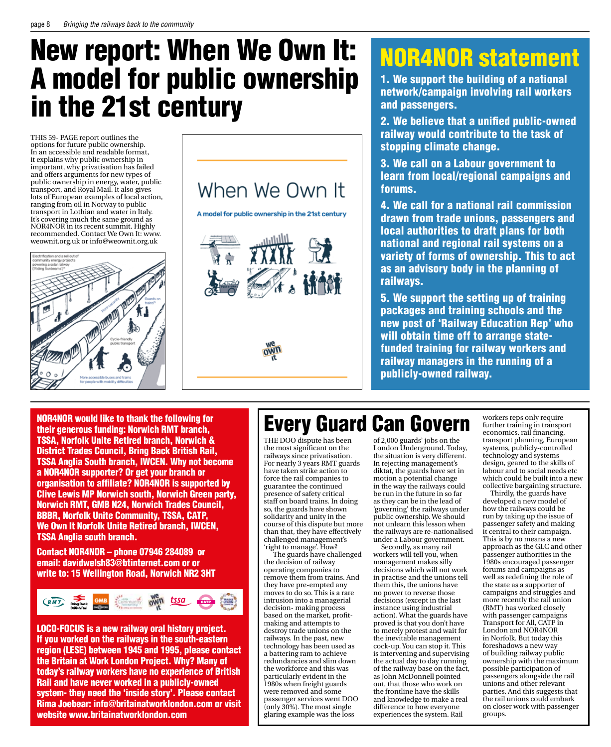# New report: When We Own It: A model for public ownership in the 21st century

THIS 59- PAGE report outlines the options for future public ownership. In an accessible and readable format, it explains why public ownership in important, why privatisation has failed and offers arguments for new types of public ownership in energy, water, public transport, and Royal Mail. It also gives lots of European examples of local action, ranging from oil in Norway to public transport in Lothian and water in Italy. It's covering much the same ground as NOR4NOR in its recent summit. Highly recommended. Contact We Own It: www.weownit.org.uk or info@weownit.org.uk

Electrification and a roll out of community energy projects powering a solar railway ('Riding Sunbeams')

More capacity

Guards on trains

Cycle-friendly public transport

More accessible buses and trains for people with mobility difficulties

When We Own It

A model for public ownership in the 21st century

we own it

# NOR4NOR statement

**1. We support the building of a national network/campaign involving rail workers and passengers.**

**2. We believe that a unified public-owned railway would contribute to the task of stopping climate change.**

**3. We call on a Labour government to learn from local/regional campaigns and forums.**

**4. We call for a national rail commission drawn from trade unions, passengers and local authorities to draft plans for both national and regional rail systems on a variety of forms of ownership. This to act as an advisory body in the planning of railways.**

**5. We support the setting up of training packages and training schools and the new post of 'Railway Education Rep' who will obtain time off to arrange state-funded training for railway workers and railway managers in the running of a publicly-owned railway.**

---

**NOR4NOR would like to thank the following for their generous funding: Norwich RMT branch, TSSA, Norfolk Unite Retired branch, Norwich & District Trades Council, Bring Back British Rail, TSSA Anglia South branch, IWCEN. Why not become a NOR4NOR supporter? Or get your branch or organisation to affiliate? NOR4NOR is supported by Clive Lewis MP Norwich south, Norwich Green party, Norwich RMT, GMB N24, Norwich Trades Council, BBBR, Norfolk Unite Community, TSSA, CATP, We Own It Norfolk Unite Retired branch, IWCEN, TSSA Anglia south branch.**

**Contact NOR4NOR – phone 07946 284089 or email: davidwelsh83@btinternet.com or or write to: 15 Wellington Road, Norwich NR2 3HT**

RMT | Bring Back British Rail | GMB | Unite Community | We own it | tssa | CATP | Trades Union Council

**LOCO-FOCUS is a new railway oral history project. If you worked on the railways in the south-eastern region (LESE) between 1945 and 1995, please contact the Britain at Work London Project. Why? Many of today's railway workers have no experience of British Rail and have never worked in a publicly-owned system- they need the 'inside story'. Please contact Rima Joebear: info@britainatworklondon.com or visit website www.britainatworklondon.com**

# Every Guard Can Govern

THE DOO dispute has been the most significant on the railways since privatisation. For nearly 3 years RMT guards have taken strike action to force the rail companies to guarantee the continued presence of safety critical staff on board trains. In doing so, the guards have shown solidarity and unity in the course of this dispute but more than that, they have effectively challenged management's 'right to manage'. How?

The guards have challenged the decision of railway operating companies to remove them from trains. And they have pre-empted any moves to do so. This is a rare intrusion into a managerial decision- making process based on the market, profit-making and attempts to destroy trade unions on the railways. In the past, new technology has been used as a battering ram to achieve redundancies and slim down the workforce and this was particularly evident in the 1980s when freight guards were removed and some passenger services went DOO (only 30%). The most single glaring example was the loss of 2,000 guards' jobs on the London Underground. Today, the situation is very different. In rejecting management's diktat, the guards have set in motion a potential change in the way the railways could be run in the future in so far as they can be in the lead of 'governing' the railways under public ownership. We should not unlearn this lesson when the railways are re-nationalised under a Labour government.

Secondly, as many rail workers will tell you, when management makes silly decisions which will not work in practise and the unions tell them this, the unions have no power to reverse those decisions (except in the last instance using industrial action). What the guards have proved is that you don't have to merely protest and wait for the inevitable management cock-up. You can stop it. This is intervening and supervising the actual day to day running of the railway base on the fact, as John McDonnell pointed out, that those who work on the frontline have the skills and knowledge to make a real difference to how everyone experiences the system. Rail workers reps only require further training in transport economics, rail financing, transport planning, European systems, publicly-controlled technology and systems design, geared to the skills of labour and to social needs etc which could be built into a new collective bargaining structure.

Thirdly, the guards have developed a new model of how the railways could be run by taking up the issue of passenger safety and making it central to their campaign. This is by no means a new approach as the GLC and other passenger authorities in the 1980s encouraged passenger forums and campaigns as well as redefining the role of the state as a supporter of campaigns and struggles and more recently the rail union (RMT) has worked closely with passenger campaigns Transport for All, CATP in London and NOR4NOR in Norfolk. But today this foreshadows a new way of building railway public ownership with the maximum possible participation of passengers alongside the rail unions and other relevant parties. And this suggests that the rail unions could embark on closer work with passenger groups.